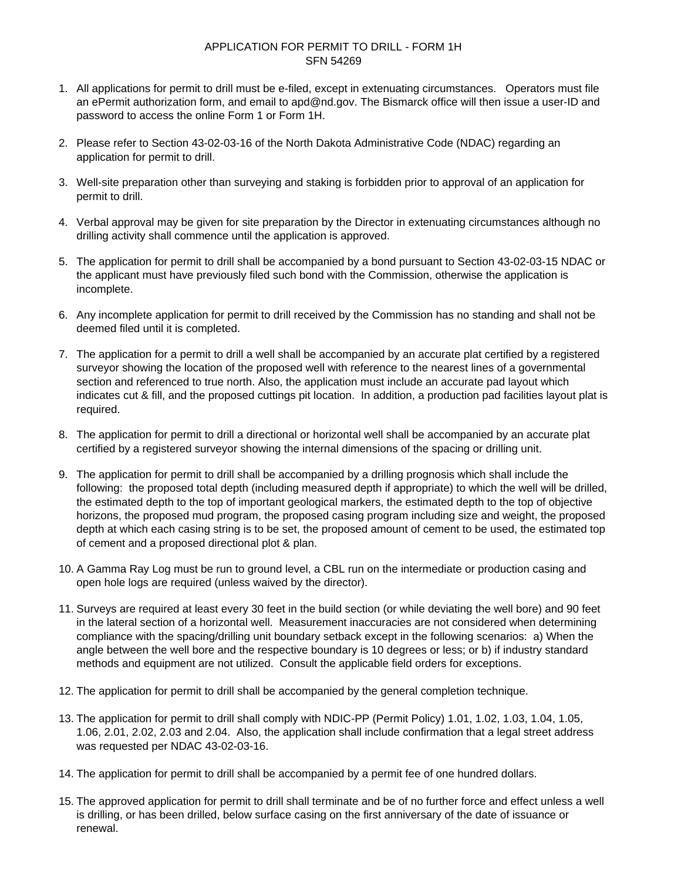# APPLICATION FOR PERMIT TO DRILL - FORM 1H
## SFN 54269

1. All applications for permit to drill must be e-filed, except in extenuating circumstances. Operators must file an ePermit authorization form, and email to apd@nd.gov. The Bismarck office will then issue a user-ID and password to access the online Form 1 or Form 1H.

2. Please refer to Section 43-02-03-16 of the North Dakota Administrative Code (NDAC) regarding an application for permit to drill.

3. Well-site preparation other than surveying and staking is forbidden prior to approval of an application for permit to drill.

4. Verbal approval may be given for site preparation by the Director in extenuating circumstances although no drilling activity shall commence until the application is approved.

5. The application for permit to drill shall be accompanied by a bond pursuant to Section 43-02-03-15 NDAC or the applicant must have previously filed such bond with the Commission, otherwise the application is incomplete.

6. Any incomplete application for permit to drill received by the Commission has no standing and shall not be deemed filed until it is completed.

7. The application for a permit to drill a well shall be accompanied by an accurate plat certified by a registered surveyor showing the location of the proposed well with reference to the nearest lines of a governmental section and referenced to true north. Also, the application must include an accurate pad layout which indicates cut & fill, and the proposed cuttings pit location. In addition, a production pad facilities layout plat is required.

8. The application for permit to drill a directional or horizontal well shall be accompanied by an accurate plat certified by a registered surveyor showing the internal dimensions of the spacing or drilling unit.

9. The application for permit to drill shall be accompanied by a drilling prognosis which shall include the following: the proposed total depth (including measured depth if appropriate) to which the well will be drilled, the estimated depth to the top of important geological markers, the estimated depth to the top of objective horizons, the proposed mud program, the proposed casing program including size and weight, the proposed depth at which each casing string is to be set, the proposed amount of cement to be used, the estimated top of cement and a proposed directional plot & plan.

10. A Gamma Ray Log must be run to ground level, a CBL run on the intermediate or production casing and open hole logs are required (unless waived by the director).

11. Surveys are required at least every 30 feet in the build section (or while deviating the well bore) and 90 feet in the lateral section of a horizontal well. Measurement inaccuracies are not considered when determining compliance with the spacing/drilling unit boundary setback except in the following scenarios: a) When the angle between the well bore and the respective boundary is 10 degrees or less; or b) if industry standard methods and equipment are not utilized. Consult the applicable field orders for exceptions.

12. The application for permit to drill shall be accompanied by the general completion technique.

13. The application for permit to drill shall comply with NDIC-PP (Permit Policy) 1.01, 1.02, 1.03, 1.04, 1.05, 1.06, 2.01, 2.02, 2.03 and 2.04. Also, the application shall include confirmation that a legal street address was requested per NDAC 43-02-03-16.

14. The application for permit to drill shall be accompanied by a permit fee of one hundred dollars.

15. The approved application for permit to drill shall terminate and be of no further force and effect unless a well is drilling, or has been drilled, below surface casing on the first anniversary of the date of issuance or renewal.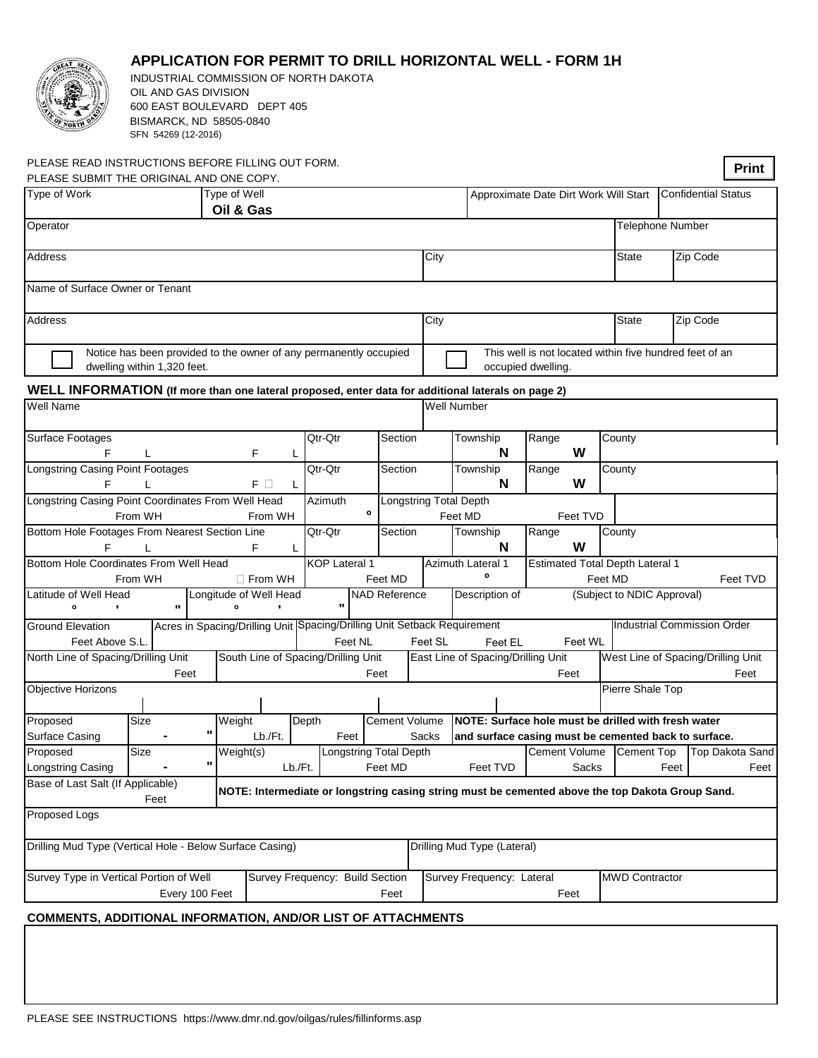# APPLICATION FOR PERMIT TO DRILL HORIZONTAL WELL - FORM 1H

INDUSTRIAL COMMISSION OF NORTH DAKOTA
OIL AND GAS DIVISION
600 EAST BOULEVARD DEPT 405
BISMARCK, ND 58505-0840
SFN 54269 (12-2016)

PLEASE READ INSTRUCTIONS BEFORE FILLING OUT FORM.
PLEASE SUBMIT THE ORIGINAL AND ONE COPY.

**Print**

| Type of Work | Type of Well **Oil & Gas** | Approximate Date Dirt Work Will Start | Confidential Status |
|---|---|---|---|

| Operator | Telephone Number |
|---|---|

| Address | City | State | Zip Code |
|---|---|---|---|

| Name of Surface Owner or Tenant |
|---|

| Address | City | State | Zip Code |
|---|---|---|---|

☐ Notice has been provided to the owner of any permanently occupied dwelling within 1,320 feet.

☐ This well is not located within five hundred feet of an occupied dwelling.

## WELL INFORMATION (If more than one lateral proposed, enter data for additional laterals on page 2)

| Well Name | Well Number |
|---|---|

| Surface Footages | Qtr-Qtr | Section | Township | Range | County |
|---|---|---|---|---|---|
| F L F L | | | N | W | |

| Longstring Casing Point Footages | Qtr-Qtr | Section | Township | Range | County |
|---|---|---|---|---|---|
| F L F ☐ L | | | N | W | |

| Longstring Casing Point Coordinates From Well Head | Azimuth | Longstring Total Depth |
|---|---|---|
| From WH From WH | ° | Feet MD Feet TVD |

| Bottom Hole Footages From Nearest Section Line | Qtr-Qtr | Section | Township | Range | County |
|---|---|---|---|---|---|
| F L F L | | | N | W | |

| Bottom Hole Coordinates From Well Head | KOP Lateral 1 | Azimuth Lateral 1 | Estimated Total Depth Lateral 1 |
|---|---|---|---|
| From WH ☐ From WH | Feet MD | ° | Feet MD Feet TVD |

| Latitude of Well Head | Longitude of Well Head | NAD Reference | Description of (Subject to NDIC Approval) |
|---|---|---|---|
| ° ' " | ° ' " | | |

| Ground Elevation | Acres in Spacing/Drilling Unit | Spacing/Drilling Unit Setback Requirement | Industrial Commission Order |
|---|---|---|---|
| Feet Above S.L. | | Feet NL Feet SL Feet EL Feet WL | |

| North Line of Spacing/Drilling Unit | South Line of Spacing/Drilling Unit | East Line of Spacing/Drilling Unit | West Line of Spacing/Drilling Unit |
|---|---|---|---|
| Feet | Feet | Feet | Feet |

| Objective Horizons | Pierre Shale Top |
|---|---|

| Proposed Surface Casing | Size | Weight | Depth | Cement Volume | **NOTE: Surface hole must be drilled with fresh water and surface casing must be cemented back to surface.** |
|---|---|---|---|---|---|
| | - " | Lb./Ft. | Feet | Sacks | |

| Proposed Longstring Casing | Size | Weight(s) | Longstring Total Depth | Cement Volume | Cement Top | Top Dakota Sand |
|---|---|---|---|---|---|---|
| | - " | Lb./Ft. | Feet MD Feet TVD | Sacks | Feet | Feet |

| Base of Last Salt (If Applicable) | **NOTE: Intermediate or longstring casing string must be cemented above the top Dakota Group Sand.** |
|---|---|
| Feet | |

| Proposed Logs |
|---|

| Drilling Mud Type (Vertical Hole - Below Surface Casing) | Drilling Mud Type (Lateral) |
|---|---|

| Survey Type in Vertical Portion of Well | Survey Frequency: Build Section | Survey Frequency: Lateral | MWD Contractor |
|---|---|---|---|
| Every 100 Feet | Feet | Feet | |

### COMMENTS, ADDITIONAL INFORMATION, AND/OR LIST OF ATTACHMENTS

PLEASE SEE INSTRUCTIONS https://www.dmr.nd.gov/oilgas/rules/fillinforms.asp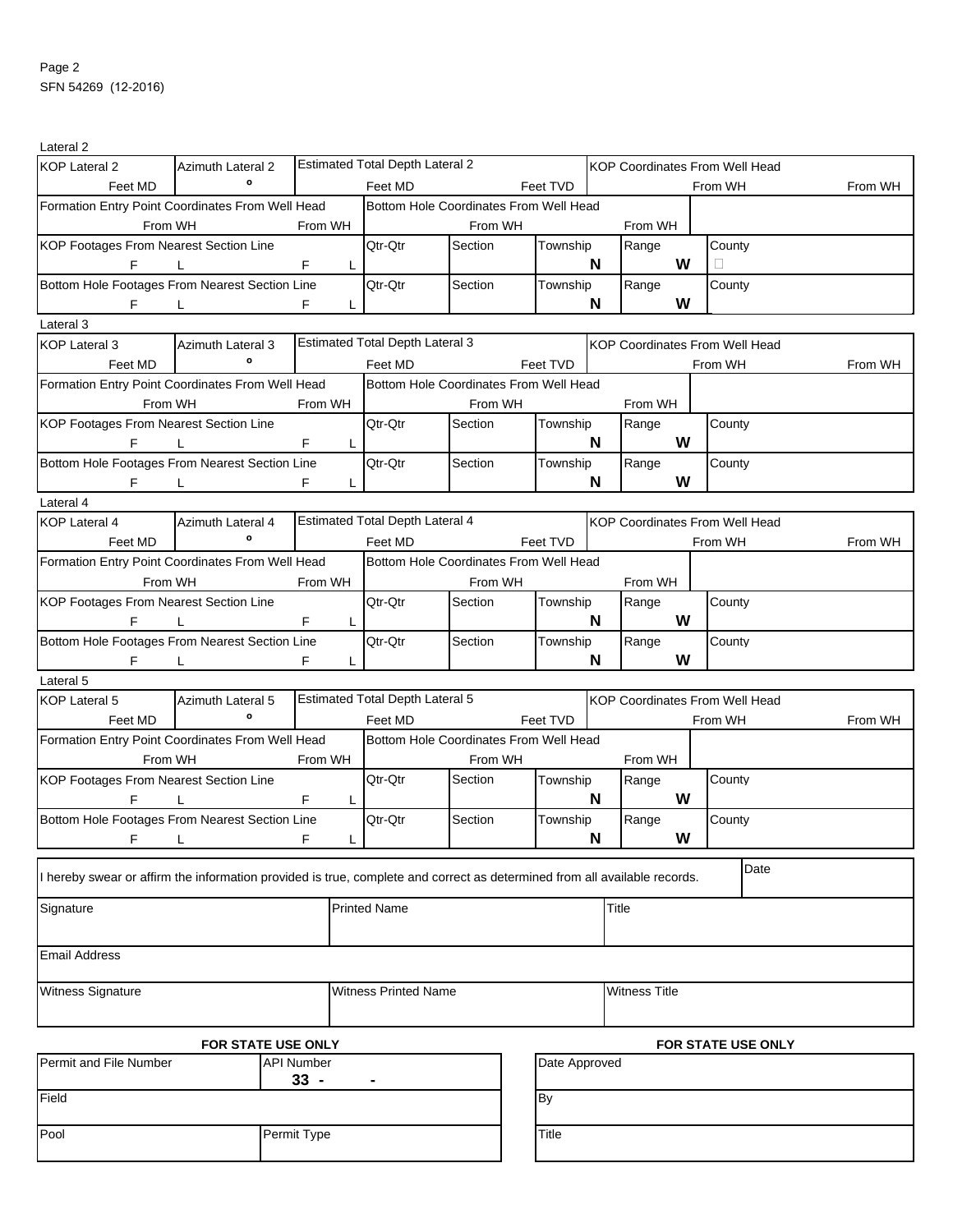Page 2
SFN 54269 (12-2016)

Lateral 2

| KOP Lateral 2 | Azimuth Lateral 2 | Estimated Total Depth Lateral 2 | | KOP Coordinates From Well Head | |
|---|---|---|---|---|---|
| Feet MD | ° | Feet MD | Feet TVD | From WH | From WH |
| Formation Entry Point Coordinates From Well Head | | Bottom Hole Coordinates From Well Head | | | |
| From WH | From WH | From WH | From WH | | |

| KOP Footages From Nearest Section Line | | Qtr-Qtr | Section | Township | Range | County |
|---|---|---|---|---|---|---|
| F L | F L | | | N | W | |
| **Bottom Hole Footages From Nearest Section Line** | | **Qtr-Qtr** | **Section** | **Township** | **Range** | **County** |
| F L | F L | | | N | W | |

Lateral 3

| KOP Lateral 3 | Azimuth Lateral 3 | Estimated Total Depth Lateral 3 | | KOP Coordinates From Well Head | |
|---|---|---|---|---|---|
| Feet MD | ° | Feet MD | Feet TVD | From WH | From WH |
| Formation Entry Point Coordinates From Well Head | | Bottom Hole Coordinates From Well Head | | | |
| From WH | From WH | From WH | From WH | | |

| KOP Footages From Nearest Section Line | | Qtr-Qtr | Section | Township | Range | County |
|---|---|---|---|---|---|---|
| F L | F L | | | N | W | |
| **Bottom Hole Footages From Nearest Section Line** | | **Qtr-Qtr** | **Section** | **Township** | **Range** | **County** |
| F L | F L | | | N | W | |

Lateral 4

| KOP Lateral 4 | Azimuth Lateral 4 | Estimated Total Depth Lateral 4 | | KOP Coordinates From Well Head | |
|---|---|---|---|---|---|
| Feet MD | ° | Feet MD | Feet TVD | From WH | From WH |
| Formation Entry Point Coordinates From Well Head | | Bottom Hole Coordinates From Well Head | | | |
| From WH | From WH | From WH | From WH | | |

| KOP Footages From Nearest Section Line | | Qtr-Qtr | Section | Township | Range | County |
|---|---|---|---|---|---|---|
| F L | F L | | | N | W | |
| **Bottom Hole Footages From Nearest Section Line** | | **Qtr-Qtr** | **Section** | **Township** | **Range** | **County** |
| F L | F L | | | N | W | |

Lateral 5

| KOP Lateral 5 | Azimuth Lateral 5 | Estimated Total Depth Lateral 5 | | KOP Coordinates From Well Head | |
|---|---|---|---|---|---|
| Feet MD | ° | Feet MD | Feet TVD | From WH | From WH |
| Formation Entry Point Coordinates From Well Head | | Bottom Hole Coordinates From Well Head | | | |
| From WH | From WH | From WH | From WH | | |

| KOP Footages From Nearest Section Line | | Qtr-Qtr | Section | Township | Range | County |
|---|---|---|---|---|---|---|
| F L | F L | | | N | W | |
| **Bottom Hole Footages From Nearest Section Line** | | **Qtr-Qtr** | **Section** | **Township** | **Range** | **County** |
| F L | F L | | | N | W | |

| I hereby swear or affirm the information provided is true, complete and correct as determined from all available records. | | Date |
|---|---|---|
| Signature | Printed Name | Title |
| Email Address | | |
| Witness Signature | Witness Printed Name | Witness Title |

**FOR STATE USE ONLY**

| Permit and File Number | API Number<br>33 - - |
|---|---|
| Field | |
| Pool | Permit Type |

**FOR STATE USE ONLY**

| Date Approved |
|---|
| By |
| Title |